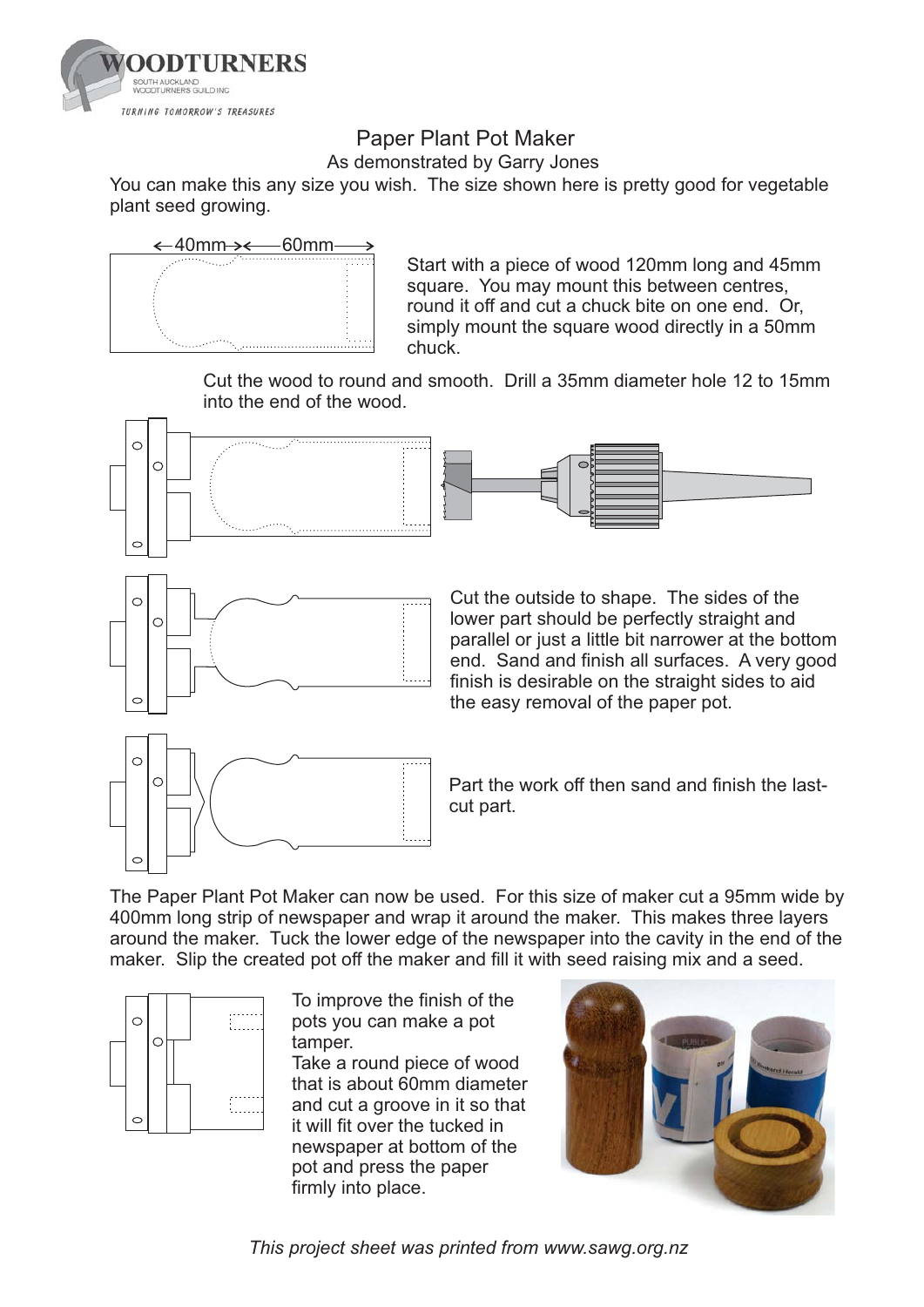# Paper Plant Pot Maker

As demonstrated by Garry Jones

You can make this any size you wish. The size shown here is pretty good for vegetable plant seed growing.

40mm 60mm

Start with a piece of wood 120mm long and 45mm square. You may mount this between centres, round it off and cut a chuck bite on one end. Or, simply mount the square wood directly in a 50mm chuck.

Cut the wood to round and smooth. Drill a 35mm diameter hole 12 to 15mm into the end of the wood.

Cut the outside to shape. The sides of the lower part should be perfectly straight and parallel or just a little bit narrower at the bottom end. Sand and finish all surfaces. A very good finish is desirable on the straight sides to aid the easy removal of the paper pot.

Part the work off then sand and finish the last-cut part.

The Paper Plant Pot Maker can now be used. For this size of maker cut a 95mm wide by 400mm long strip of newspaper and wrap it around the maker. This makes three layers around the maker. Tuck the lower edge of the newspaper into the cavity in the end of the maker. Slip the created pot off the maker and fill it with seed raising mix and a seed.

To improve the finish of the pots you can make a pot tamper.

Take a round piece of wood that is about 60mm diameter and cut a groove in it so that it will fit over the tucked in newspaper at bottom of the pot and press the paper firmly into place.

*This project sheet was printed from www.sawg.org.nz*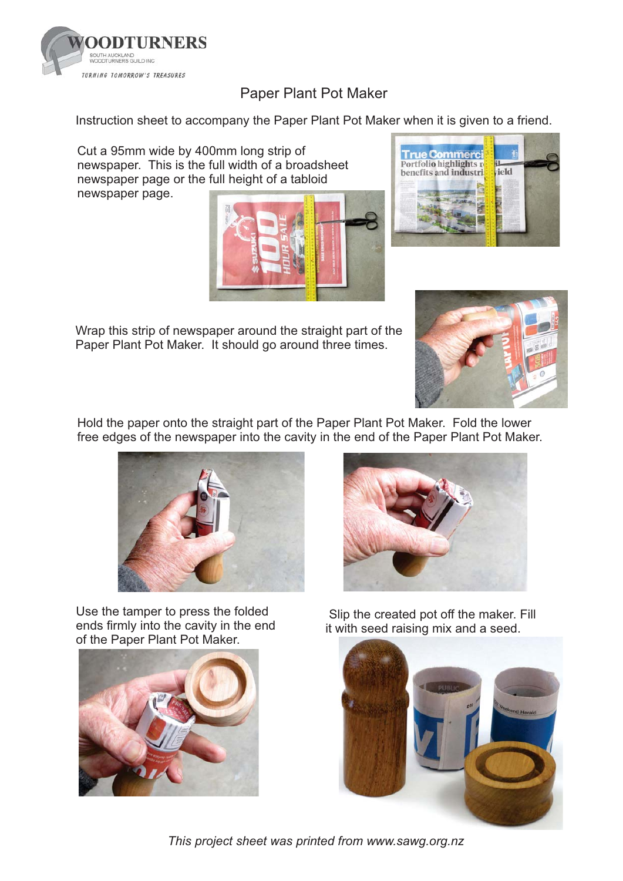# Paper Plant Pot Maker

Instruction sheet to accompany the Paper Plant Pot Maker when it is given to a friend.

Cut a 95mm wide by 400mm long strip of newspaper. This is the full width of a broadsheet newspaper page or the full height of a tabloid newspaper page.

Wrap this strip of newspaper around the straight part of the Paper Plant Pot Maker. It should go around three times.

Hold the paper onto the straight part of the Paper Plant Pot Maker. Fold the lower free edges of the newspaper into the cavity in the end of the Paper Plant Pot Maker.

Use the tamper to press the folded ends firmly into the cavity in the end of the Paper Plant Pot Maker.

Slip the created pot off the maker. Fill it with seed raising mix and a seed.

*This project sheet was printed from www.sawg.org.nz*